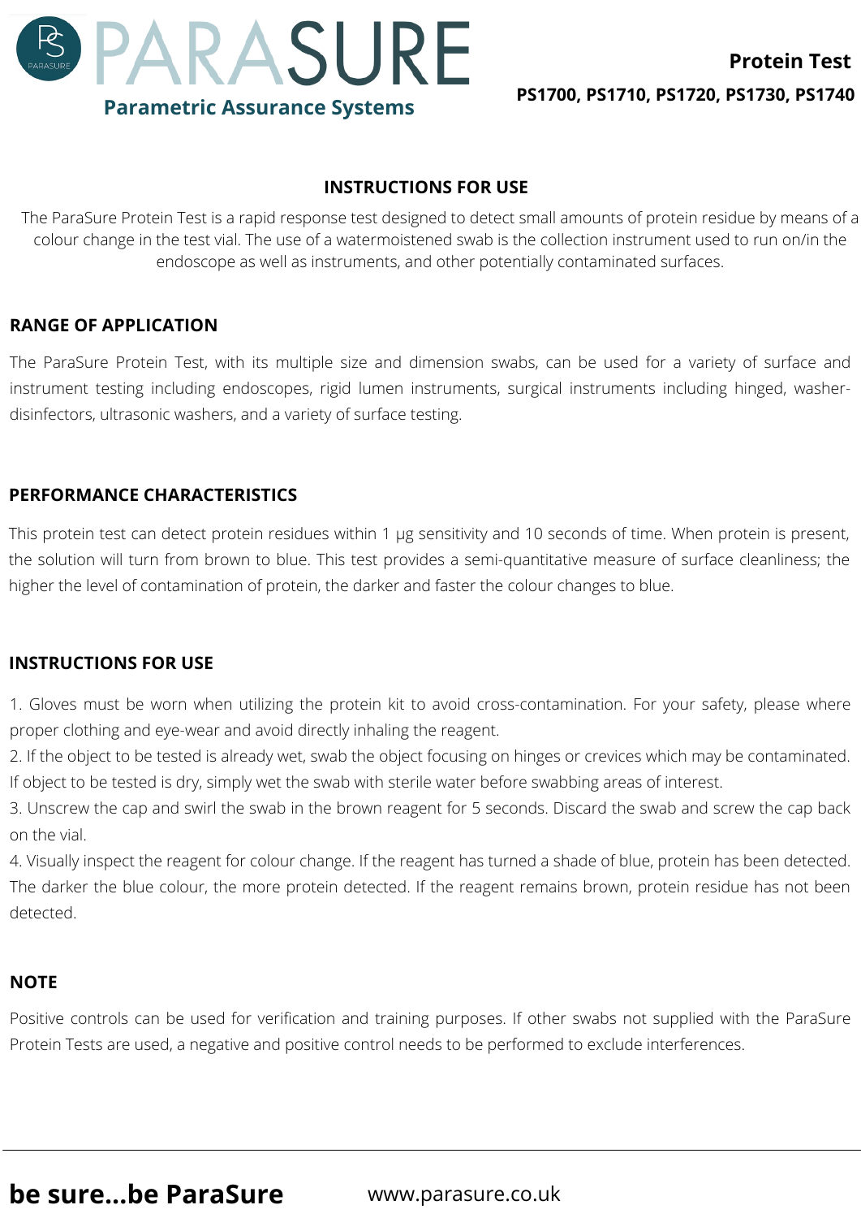# PARASURE

**Parametric Assurance Systems**

**Protein Test**

**PS1700, PS1710, PS1720, PS1730, PS1740**

## INSTRUCTIONS FOR USE

The ParaSure Protein Test is a rapid response test designed to detect small amounts of protein residue by means of a colour change in the test vial. The use of a watermoistened swab is the collection instrument used to run on/in the endoscope as well as instruments, and other potentially contaminated surfaces.

## RANGE OF APPLICATION

The ParaSure Protein Test, with its multiple size and dimension swabs, can be used for a variety of surface and instrument testing including endoscopes, rigid lumen instruments, surgical instruments including hinged, washer-disinfectors, ultrasonic washers, and a variety of surface testing.

## PERFORMANCE CHARACTERISTICS

This protein test can detect protein residues within 1 μg sensitivity and 10 seconds of time. When protein is present, the solution will turn from brown to blue. This test provides a semi-quantitative measure of surface cleanliness; the higher the level of contamination of protein, the darker and faster the colour changes to blue.

## INSTRUCTIONS FOR USE

1. Gloves must be worn when utilizing the protein kit to avoid cross-contamination. For your safety, please where proper clothing and eye-wear and avoid directly inhaling the reagent.
2. If the object to be tested is already wet, swab the object focusing on hinges or crevices which may be contaminated. If object to be tested is dry, simply wet the swab with sterile water before swabbing areas of interest.
3. Unscrew the cap and swirl the swab in the brown reagent for 5 seconds. Discard the swab and screw the cap back on the vial.
4. Visually inspect the reagent for colour change. If the reagent has turned a shade of blue, protein has been detected. The darker the blue colour, the more protein detected. If the reagent remains brown, protein residue has not been detected.

## NOTE

Positive controls can be used for verification and training purposes. If other swabs not supplied with the ParaSure Protein Tests are used, a negative and positive control needs to be performed to exclude interferences.

**be sure...be ParaSure** www.parasure.co.uk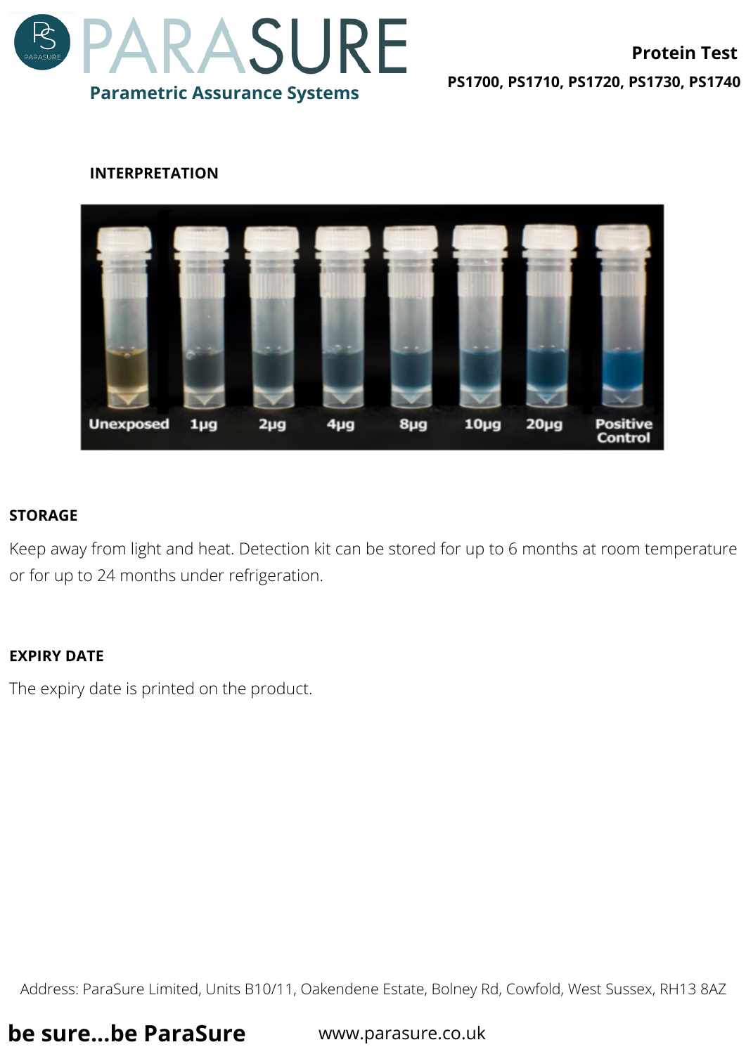## INTERPRETATION

Unexposed 1µg 2µg 4µg 8µg 10µg 20µg Positive Control

## STORAGE

Keep away from light and heat. Detection kit can be stored for up to 6 months at room temperature or for up to 24 months under refrigeration.

## EXPIRY DATE

The expiry date is printed on the product.

Address: ParaSure Limited, Units B10/11, Oakendene Estate, Bolney Rd, Cowfold, West Sussex, RH13 8AZ

**be sure...be ParaSure** www.parasure.co.uk